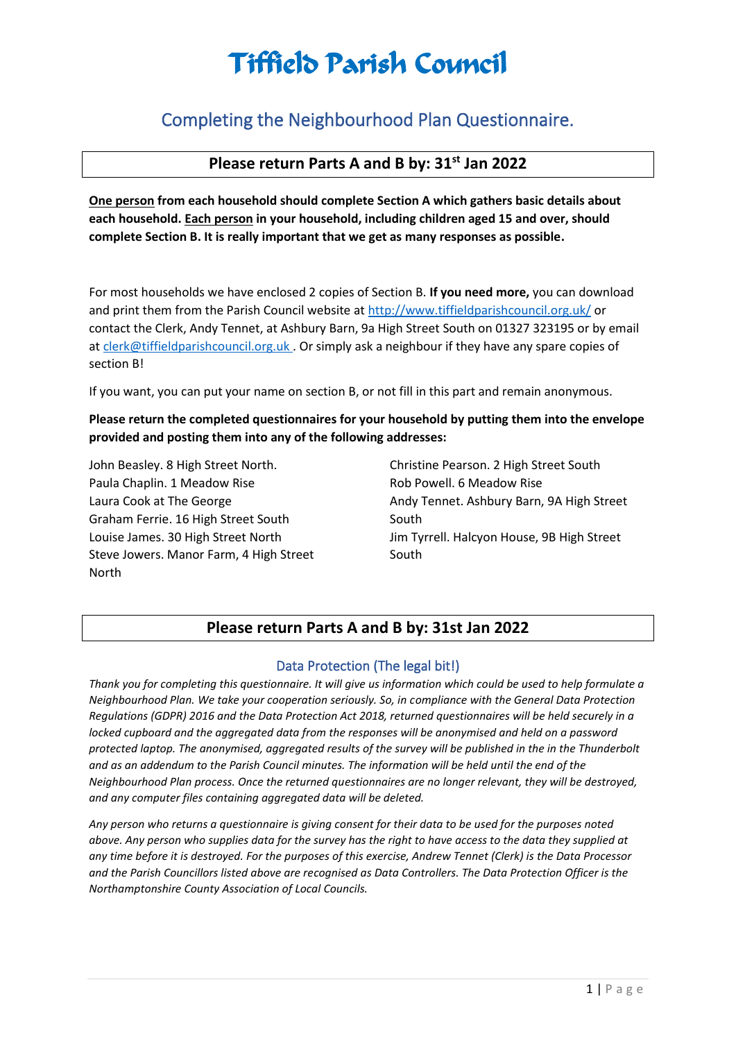# Tiffield Parish Council

## Completing the Neighbourhood Plan Questionnaire.

**Please return Parts A and B by: 31st Jan 2022**

**One person from each household should complete Section A which gathers basic details about each household. Each person in your household, including children aged 15 and over, should complete Section B. It is really important that we get as many responses as possible.**

For most households we have enclosed 2 copies of Section B. **If you need more,** you can download and print them from the Parish Council website at http://www.tiffieldparishcouncil.org.uk/ or contact the Clerk, Andy Tennet, at Ashbury Barn, 9a High Street South on 01327 323195 or by email at clerk@tiffieldparishcouncil.org.uk . Or simply ask a neighbour if they have any spare copies of section B!

If you want, you can put your name on section B, or not fill in this part and remain anonymous.

**Please return the completed questionnaires for your household by putting them into the envelope provided and posting them into any of the following addresses:**

John Beasley. 8 High Street North.  
Paula Chaplin. 1 Meadow Rise  
Laura Cook at The George  
Graham Ferrie. 16 High Street South  
Louise James. 30 High Street North  
Steve Jowers. Manor Farm, 4 High Street North  
Christine Pearson. 2 High Street South  
Rob Powell. 6 Meadow Rise  
Andy Tennet. Ashbury Barn, 9A High Street South  
Jim Tyrrell. Halcyon House, 9B High Street South

**Please return Parts A and B by: 31st Jan 2022**

### Data Protection (The legal bit!)

*Thank you for completing this questionnaire. It will give us information which could be used to help formulate a Neighbourhood Plan. We take your cooperation seriously. So, in compliance with the General Data Protection Regulations (GDPR) 2016 and the Data Protection Act 2018, returned questionnaires will be held securely in a locked cupboard and the aggregated data from the responses will be anonymised and held on a password protected laptop. The anonymised, aggregated results of the survey will be published in the in the Thunderbolt and as an addendum to the Parish Council minutes. The information will be held until the end of the Neighbourhood Plan process. Once the returned questionnaires are no longer relevant, they will be destroyed, and any computer files containing aggregated data will be deleted.*

*Any person who returns a questionnaire is giving consent for their data to be used for the purposes noted above. Any person who supplies data for the survey has the right to have access to the data they supplied at any time before it is destroyed. For the purposes of this exercise, Andrew Tennet (Clerk) is the Data Processor and the Parish Councillors listed above are recognised as Data Controllers. The Data Protection Officer is the Northamptonshire County Association of Local Councils.*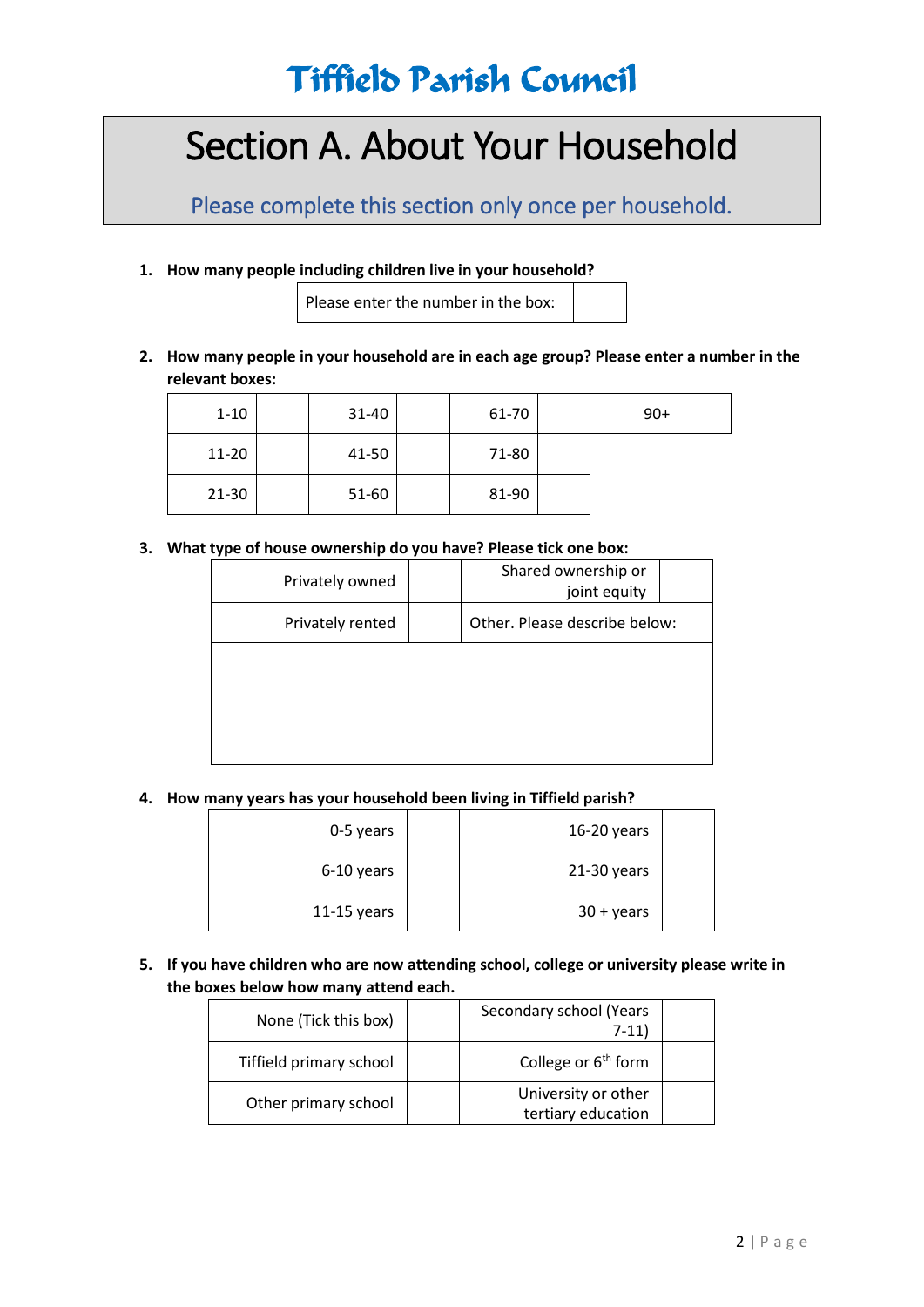# Tiffield Parish Council

## Section A. About Your Household

Please complete this section only once per household.

1. **How many people including children live in your household?**

| Please enter the number in the box: | |
|---|---|

2. **How many people in your household are in each age group? Please enter a number in the relevant boxes:**

| 1-10 | | 31-40 | | 61-70 | | 90+ | |
|---|---|---|---|---|---|---|---|
| 11-20 | | 41-50 | | 71-80 | | | |
| 21-30 | | 51-60 | | 81-90 | | | |

3. **What type of house ownership do you have? Please tick one box:**

| Privately owned | | Shared ownership or joint equity | |
|---|---|---|---|
| Privately rented | | Other. Please describe below: | |

4. **How many years has your household been living in Tiffield parish?**

| 0-5 years | | 16-20 years | |
|---|---|---|---|
| 6-10 years | | 21-30 years | |
| 11-15 years | | 30 + years | |

5. **If you have children who are now attending school, college or university please write in the boxes below how many attend each.**

| None (Tick this box) | | Secondary school (Years 7-11) | |
|---|---|---|---|
| Tiffield primary school | | College or 6th form | |
| Other primary school | | University or other tertiary education | |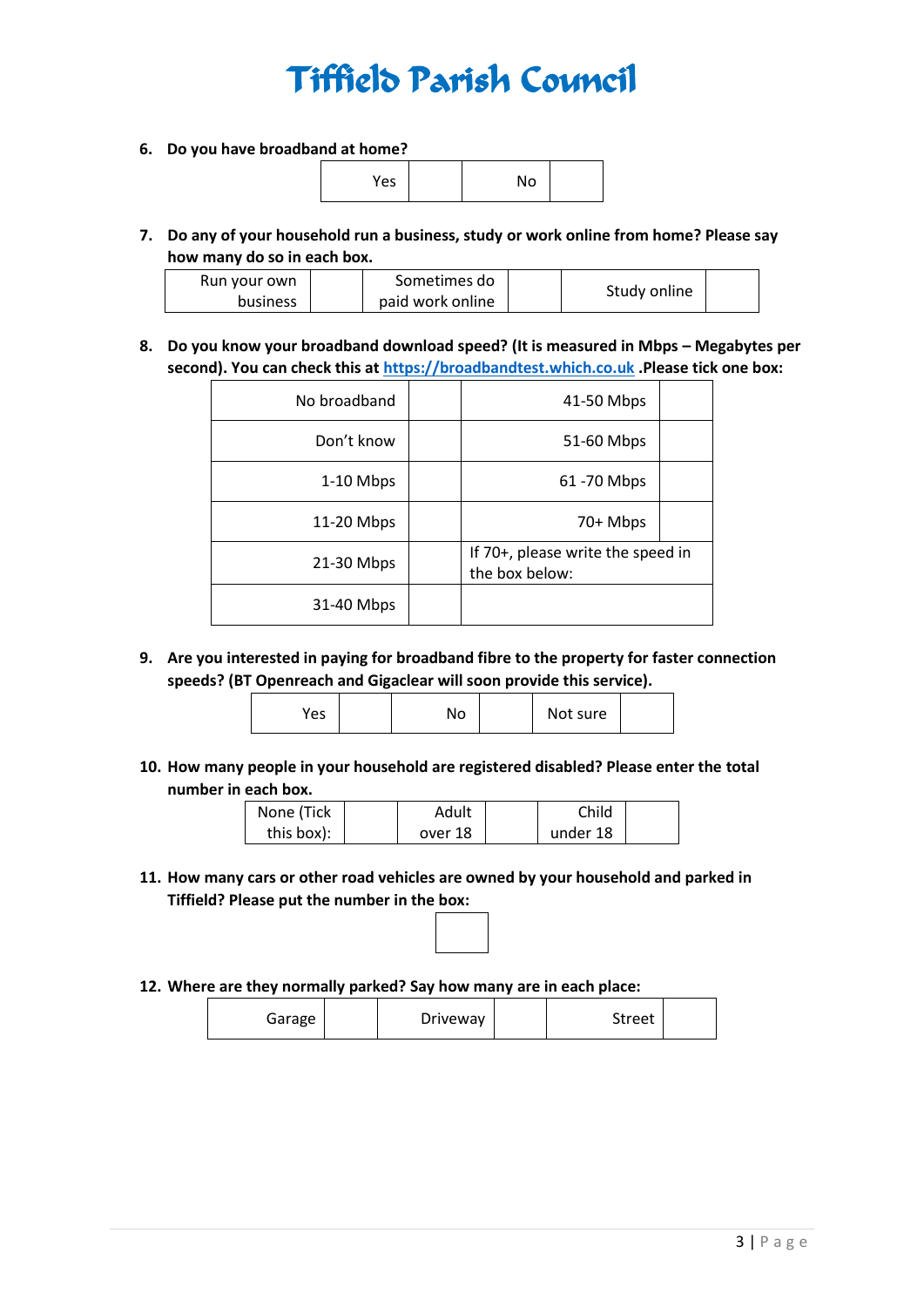# Tiffield Parish Council

**6. Do you have broadband at home?**

| Yes | | No | |
|---|---|---|---|

**7. Do any of your household run a business, study or work online from home? Please say how many do so in each box.**

| Run your own business | | Sometimes do paid work online | | Study online | |
|---|---|---|---|---|---|

**8. Do you know your broadband download speed? (It is measured in Mbps – Megabytes per second). You can check this at [https://broadbandtest.which.co.uk](https://broadbandtest.which.co.uk) .Please tick one box:**

| No broadband | | 41-50 Mbps | |
|---|---|---|---|
| Don't know | | 51-60 Mbps | |
| 1-10 Mbps | | 61 -70 Mbps | |
| 11-20 Mbps | | 70+ Mbps | |
| 21-30 Mbps | | If 70+, please write the speed in the box below: | |
| 31-40 Mbps | | | |

**9. Are you interested in paying for broadband fibre to the property for faster connection speeds? (BT Openreach and Gigaclear will soon provide this service).**

| Yes | | No | | Not sure | |
|---|---|---|---|---|---|

**10. How many people in your household are registered disabled? Please enter the total number in each box.**

| None (Tick this box): | | Adult over 18 | | Child under 18 | |
|---|---|---|---|---|---|

**11. How many cars or other road vehicles are owned by your household and parked in Tiffield? Please put the number in the box:**

| |
|---|

**12. Where are they normally parked? Say how many are in each place:**

| Garage | | Driveway | | Street | |
|---|---|---|---|---|---|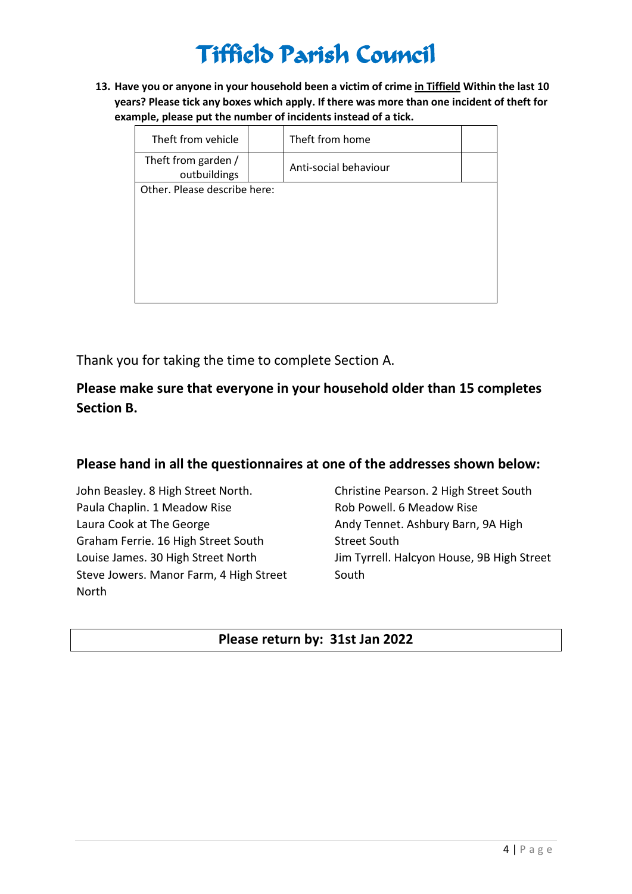# Tiffield Parish Council

**13. Have you or anyone in your household been a victim of crime <u>in Tiffield</u> Within the last 10 years? Please tick any boxes which apply. If there was more than one incident of theft for example, please put the number of incidents instead of a tick.**

| | | | |
|---|---|---|---|
| Theft from vehicle | | Theft from home | |
| Theft from garden / outbuildings | | Anti-social behaviour | |
| Other. Please describe here: | | | |

Thank you for taking the time to complete Section A.

**Please make sure that everyone in your household older than 15 completes Section B.**

**Please hand in all the questionnaires at one of the addresses shown below:**

John Beasley. 8 High Street North.
Paula Chaplin. 1 Meadow Rise
Laura Cook at The George
Graham Ferrie. 16 High Street South
Louise James. 30 High Street North
Steve Jowers. Manor Farm, 4 High Street North
Christine Pearson. 2 High Street South
Rob Powell. 6 Meadow Rise
Andy Tennet. Ashbury Barn, 9A High Street South
Jim Tyrrell. Halcyon House, 9B High Street South

**Please return by: 31st Jan 2022**